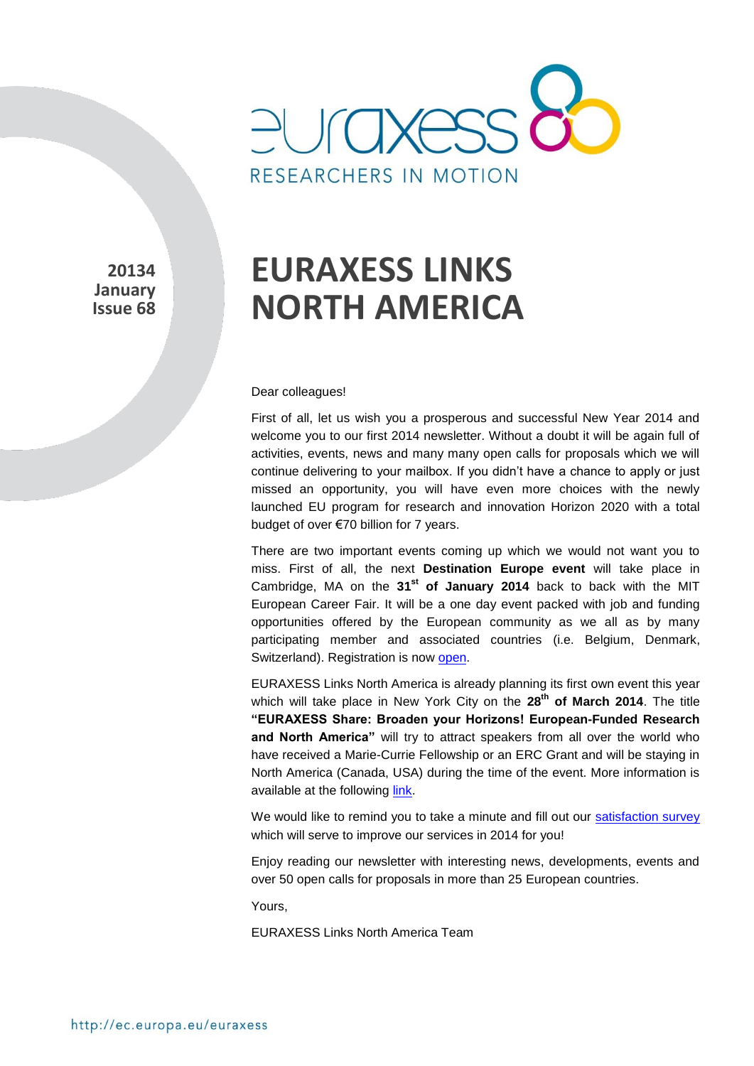20134
January
Issue 68

# EURAXESS LINKS NORTH AMERICA

Dear colleagues!

First of all, let us wish you a prosperous and successful New Year 2014 and welcome you to our first 2014 newsletter. Without a doubt it will be again full of activities, events, news and many many open calls for proposals which we will continue delivering to your mailbox. If you didn't have a chance to apply or just missed an opportunity, you will have even more choices with the newly launched EU program for research and innovation Horizon 2020 with a total budget of over €70 billion for 7 years.

There are two important events coming up which we would not want you to miss. First of all, the next **Destination Europe event** will take place in Cambridge, MA on the **31st of January 2014** back to back with the MIT European Career Fair. It will be a one day event packed with job and funding opportunities offered by the European community as we all as by many participating member and associated countries (i.e. Belgium, Denmark, Switzerland). Registration is now open.

EURAXESS Links North America is already planning its first own event this year which will take place in New York City on the **28th of March 2014**. The title **"EURAXESS Share: Broaden your Horizons! European-Funded Research and North America"** will try to attract speakers from all over the world who have received a Marie-Currie Fellowship or an ERC Grant and will be staying in North America (Canada, USA) during the time of the event. More information is available at the following link.

We would like to remind you to take a minute and fill out our satisfaction survey which will serve to improve our services in 2014 for you!

Enjoy reading our newsletter with interesting news, developments, events and over 50 open calls for proposals in more than 25 European countries.

Yours,

EURAXESS Links North America Team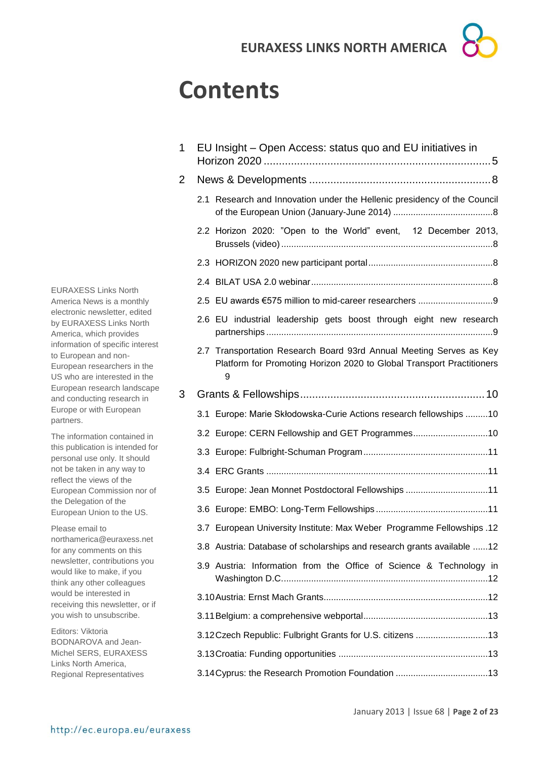# Contents

1 EU Insight – Open Access: status quo and EU initiatives in Horizon 2020 ..... 5

2 News & Developments ..... 8

- 2.1 Research and Innovation under the Hellenic presidency of the Council of the European Union (January-June 2014) ..... 8
- 2.2 Horizon 2020: "Open to the World" event, 12 December 2013, Brussels (video) ..... 8
- 2.3 HORIZON 2020 new participant portal ..... 8
- 2.4 BILAT USA 2.0 webinar ..... 8
- 2.5 EU awards €575 million to mid-career researchers ..... 9
- 2.6 EU industrial leadership gets boost through eight new research partnerships ..... 9
- 2.7 Transportation Research Board 93rd Annual Meeting Serves as Key Platform for Promoting Horizon 2020 to Global Transport Practitioners ..... 9

3 Grants & Fellowships ..... 10

- 3.1 Europe: Marie Skłodowska-Curie Actions research fellowships ..... 10
- 3.2 Europe: CERN Fellowship and GET Programmes ..... 10
- 3.3 Europe: Fulbright-Schuman Program ..... 11
- 3.4 ERC Grants ..... 11
- 3.5 Europe: Jean Monnet Postdoctoral Fellowships ..... 11
- 3.6 Europe: EMBO: Long-Term Fellowships ..... 11
- 3.7 European University Institute: Max Weber Programme Fellowships ..... 12
- 3.8 Austria: Database of scholarships and research grants available ..... 12
- 3.9 Austria: Information from the Office of Science & Technology in Washington D.C. ..... 12
- 3.10 Austria: Ernst Mach Grants ..... 12
- 3.11 Belgium: a comprehensive webportal ..... 13
- 3.12 Czech Republic: Fulbright Grants for U.S. citizens ..... 13
- 3.13 Croatia: Funding opportunities ..... 13
- 3.14 Cyprus: the Research Promotion Foundation ..... 13

EURAXESS Links North America News is a monthly electronic newsletter, edited by EURAXESS Links North America, which provides information of specific interest to European and non-European researchers in the US who are interested in the European research landscape and conducting research in Europe or with European partners.

The information contained in this publication is intended for personal use only. It should not be taken in any way to reflect the views of the European Commission nor of the Delegation of the European Union to the US.

Please email to northamerica@euraxess.net for any comments on this newsletter, contributions you would like to make, if you think any other colleagues would be interested in receiving this newsletter, or if you wish to unsubscribe.

Editors: Viktoria BODNAROVA and Jean-Michel SERS, EURAXESS Links North America, Regional Representatives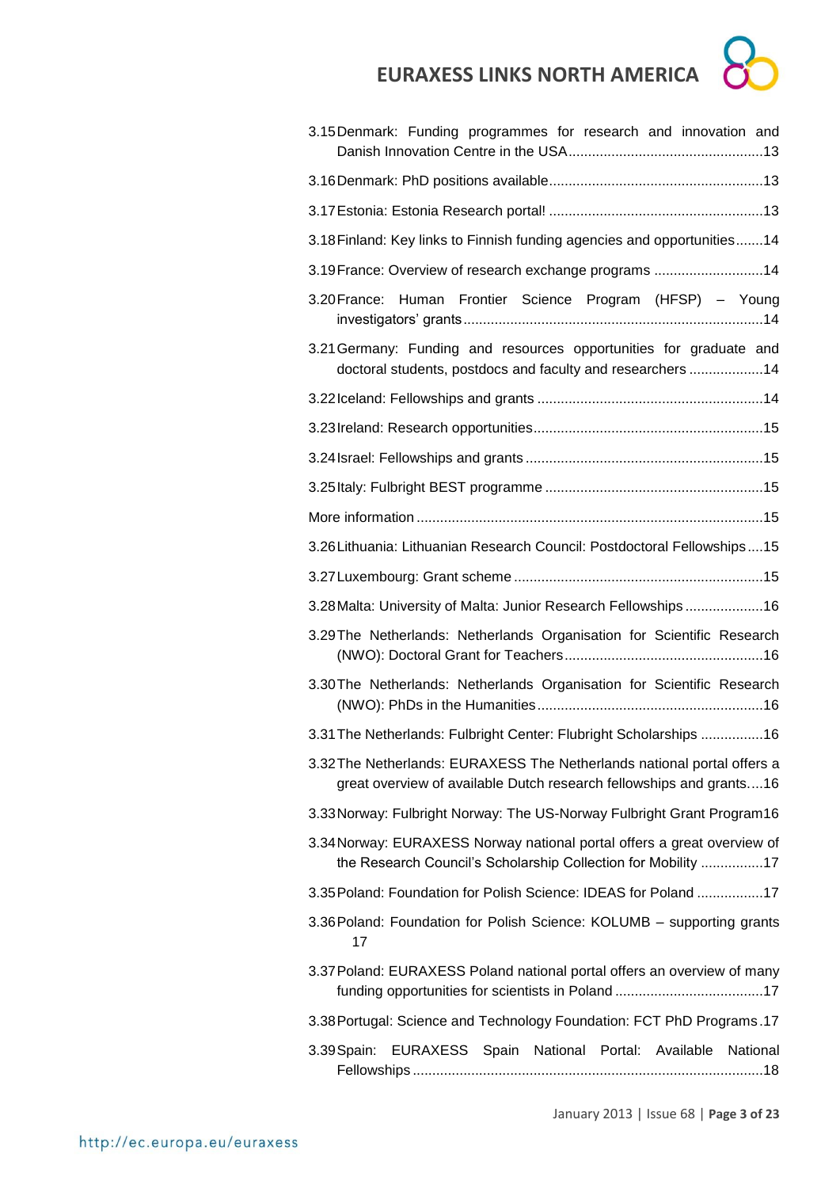3.15 Denmark: Funding programmes for research and innovation and Danish Innovation Centre in the USA .......... 13

3.16 Denmark: PhD positions available .......... 13

3.17 Estonia: Estonia Research portal! .......... 13

3.18 Finland: Key links to Finnish funding agencies and opportunities .......... 14

3.19 France: Overview of research exchange programs .......... 14

3.20 France: Human Frontier Science Program (HFSP) – Young investigators' grants .......... 14

3.21 Germany: Funding and resources opportunities for graduate and doctoral students, postdocs and faculty and researchers .......... 14

3.22 Iceland: Fellowships and grants .......... 14

3.23 Ireland: Research opportunities .......... 15

3.24 Israel: Fellowships and grants .......... 15

3.25 Italy: Fulbright BEST programme .......... 15

More information .......... 15

3.26 Lithuania: Lithuanian Research Council: Postdoctoral Fellowships .......... 15

3.27 Luxembourg: Grant scheme .......... 15

3.28 Malta: University of Malta: Junior Research Fellowships .......... 16

3.29 The Netherlands: Netherlands Organisation for Scientific Research (NWO): Doctoral Grant for Teachers .......... 16

3.30 The Netherlands: Netherlands Organisation for Scientific Research (NWO): PhDs in the Humanities .......... 16

3.31 The Netherlands: Fulbright Center: Flubright Scholarships .......... 16

3.32 The Netherlands: EURAXESS The Netherlands national portal offers a great overview of available Dutch research fellowships and grants .......... 16

3.33 Norway: Fulbright Norway: The US-Norway Fulbright Grant Program 16

3.34 Norway: EURAXESS Norway national portal offers a great overview of the Research Council's Scholarship Collection for Mobility .......... 17

3.35 Poland: Foundation for Polish Science: IDEAS for Poland .......... 17

3.36 Poland: Foundation for Polish Science: KOLUMB – supporting grants 17

3.37 Poland: EURAXESS Poland national portal offers an overview of many funding opportunities for scientists in Poland .......... 17

3.38 Portugal: Science and Technology Foundation: FCT PhD Programs .......... 17

3.39 Spain: EURAXESS Spain National Portal: Available National Fellowships .......... 18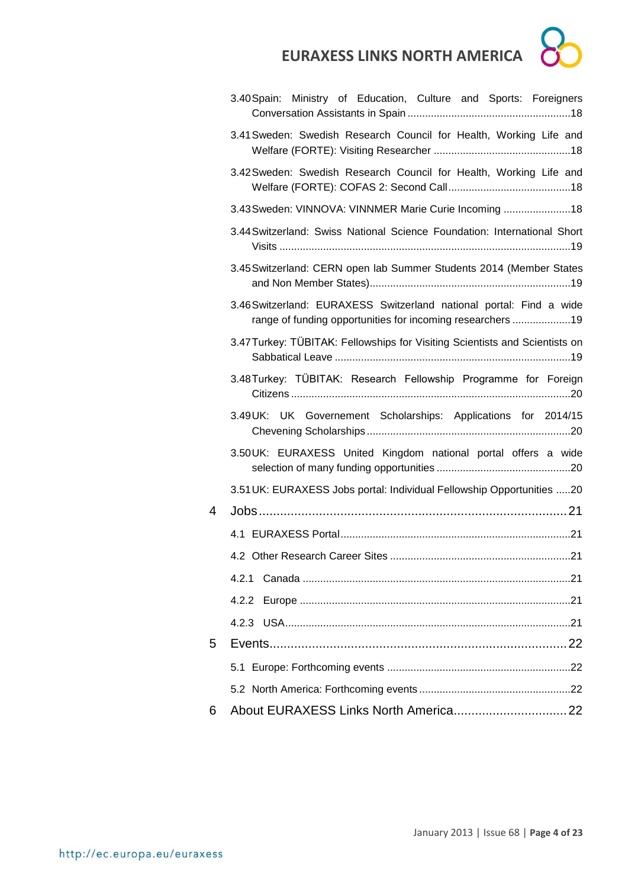3.40 Spain: Ministry of Education, Culture and Sports: Foreigners Conversation Assistants in Spain ........................................................18

3.41 Sweden: Swedish Research Council for Health, Working Life and Welfare (FORTE): Visiting Researcher ...............................................18

3.42 Sweden: Swedish Research Council for Health, Working Life and Welfare (FORTE): COFAS 2: Second Call..........................................18

3.43 Sweden: VINNOVA: VINNMER Marie Curie Incoming .......................18

3.44 Switzerland: Swiss National Science Foundation: International Short Visits ...................................................................................................19

3.45 Switzerland: CERN open lab Summer Students 2014 (Member States and Non Member States)....................................................................19

3.46 Switzerland: EURAXESS Switzerland national portal: Find a wide range of funding opportunities for incoming researchers ....................19

3.47 Turkey: TÜBITAK: Fellowships for Visiting Scientists and Scientists on Sabbatical Leave ................................................................................19

3.48 Turkey: TÜBITAK: Research Fellowship Programme for Foreign Citizens ...............................................................................................20

3.49 UK: UK Governement Scholarships: Applications for 2014/15 Chevening Scholarships .....................................................................20

3.50 UK: EURAXESS United Kingdom national portal offers a wide selection of many funding opportunities .............................................20

3.51 UK: EURAXESS Jobs portal: Individual Fellowship Opportunities .....20

4 Jobs........................................................................................21

4.1 EURAXESS Portal..............................................................................21

4.2 Other Research Career Sites .............................................................21

4.2.1 Canada ..........................................................................................21

4.2.2 Europe ............................................................................................21

4.2.3 USA.................................................................................................21

5 Events.....................................................................................22

5.1 Europe: Forthcoming events ..............................................................22

5.2 North America: Forthcoming events ...................................................22

6 About EURAXESS Links North America................................22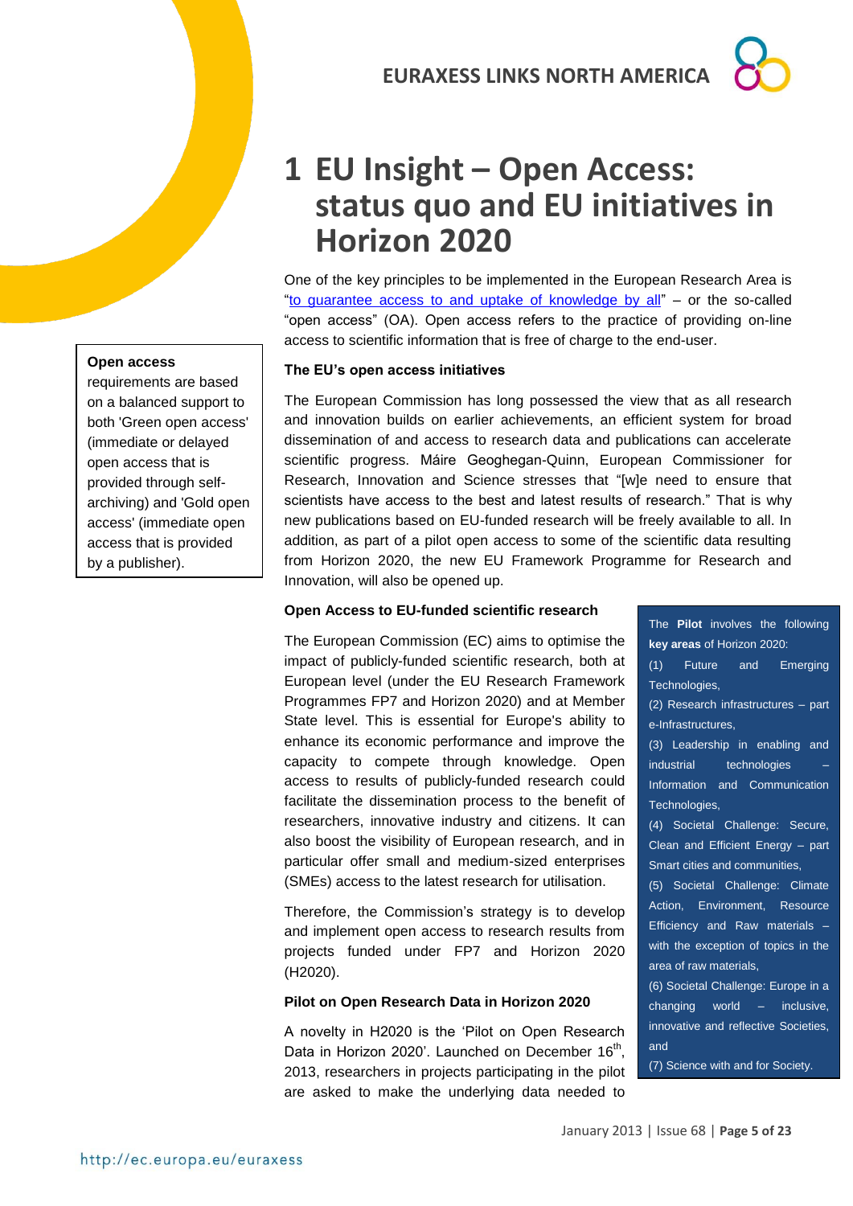# 1 EU Insight – Open Access: status quo and EU initiatives in Horizon 2020

One of the key principles to be implemented in the European Research Area is "to guarantee access to and uptake of knowledge by all" – or the so-called "open access" (OA). Open access refers to the practice of providing on-line access to scientific information that is free of charge to the end-user.

**Open access** requirements are based on a balanced support to both 'Green open access' (immediate or delayed open access that is provided through self-archiving) and 'Gold open access' (immediate open access that is provided by a publisher).

### The EU's open access initiatives

The European Commission has long possessed the view that as all research and innovation builds on earlier achievements, an efficient system for broad dissemination of and access to research data and publications can accelerate scientific progress. Máire Geoghegan-Quinn, European Commissioner for Research, Innovation and Science stresses that "[w]e need to ensure that scientists have access to the best and latest results of research." That is why new publications based on EU-funded research will be freely available to all. In addition, as part of a pilot open access to some of the scientific data resulting from Horizon 2020, the new EU Framework Programme for Research and Innovation, will also be opened up.

### Open Access to EU-funded scientific research

The European Commission (EC) aims to optimise the impact of publicly-funded scientific research, both at European level (under the EU Research Framework Programmes FP7 and Horizon 2020) and at Member State level. This is essential for Europe's ability to enhance its economic performance and improve the capacity to compete through knowledge. Open access to results of publicly-funded research could facilitate the dissemination process to the benefit of researchers, innovative industry and citizens. It can also boost the visibility of European research, and in particular offer small and medium-sized enterprises (SMEs) access to the latest research for utilisation.

Therefore, the Commission's strategy is to develop and implement open access to research results from projects funded under FP7 and Horizon 2020 (H2020).

### Pilot on Open Research Data in Horizon 2020

A novelty in H2020 is the 'Pilot on Open Research Data in Horizon 2020'. Launched on December 16th, 2013, researchers in projects participating in the pilot are asked to make the underlying data needed to

The **Pilot** involves the following **key areas** of Horizon 2020:

(1) Future and Emerging Technologies,

(2) Research infrastructures – part e-Infrastructures,

(3) Leadership in enabling and industrial technologies – Information and Communication Technologies,

(4) Societal Challenge: Secure, Clean and Efficient Energy – part Smart cities and communities,

(5) Societal Challenge: Climate Action, Environment, Resource Efficiency and Raw materials – with the exception of topics in the area of raw materials,

(6) Societal Challenge: Europe in a changing world – inclusive, innovative and reflective Societies, and

(7) Science with and for Society.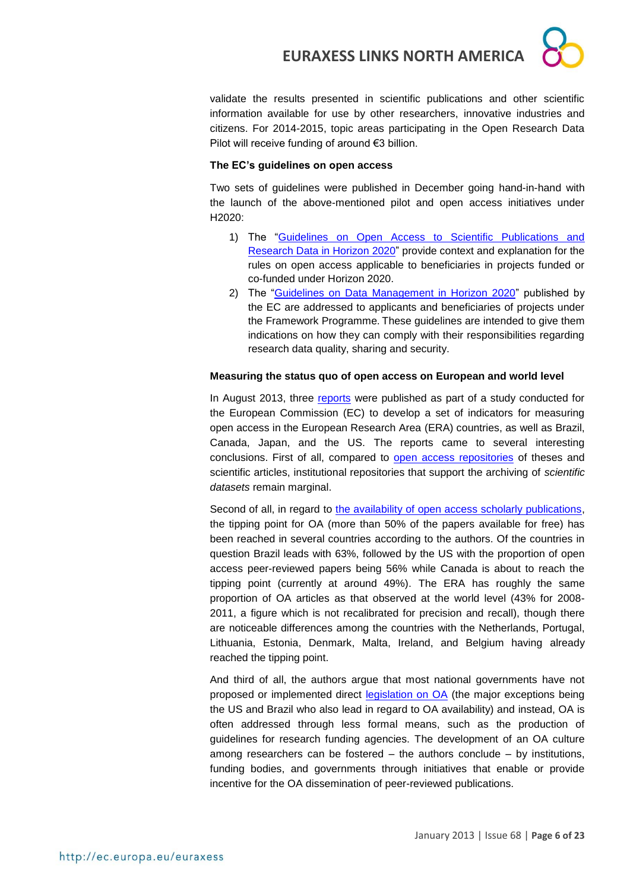validate the results presented in scientific publications and other scientific information available for use by other researchers, innovative industries and citizens. For 2014-2015, topic areas participating in the Open Research Data Pilot will receive funding of around €3 billion.

**The EC's guidelines on open access**

Two sets of guidelines were published in December going hand-in-hand with the launch of the above-mentioned pilot and open access initiatives under H2020:

1) The "Guidelines on Open Access to Scientific Publications and Research Data in Horizon 2020" provide context and explanation for the rules on open access applicable to beneficiaries in projects funded or co-funded under Horizon 2020.
2) The "Guidelines on Data Management in Horizon 2020" published by the EC are addressed to applicants and beneficiaries of projects under the Framework Programme. These guidelines are intended to give them indications on how they can comply with their responsibilities regarding research data quality, sharing and security.

**Measuring the status quo of open access on European and world level**

In August 2013, three reports were published as part of a study conducted for the European Commission (EC) to develop a set of indicators for measuring open access in the European Research Area (ERA) countries, as well as Brazil, Canada, Japan, and the US. The reports came to several interesting conclusions. First of all, compared to open access repositories of theses and scientific articles, institutional repositories that support the archiving of *scientific datasets* remain marginal.

Second of all, in regard to the availability of open access scholarly publications, the tipping point for OA (more than 50% of the papers available for free) has been reached in several countries according to the authors. Of the countries in question Brazil leads with 63%, followed by the US with the proportion of open access peer-reviewed papers being 56% while Canada is about to reach the tipping point (currently at around 49%). The ERA has roughly the same proportion of OA articles as that observed at the world level (43% for 2008-2011, a figure which is not recalibrated for precision and recall), though there are noticeable differences among the countries with the Netherlands, Portugal, Lithuania, Estonia, Denmark, Malta, Ireland, and Belgium having already reached the tipping point.

And third of all, the authors argue that most national governments have not proposed or implemented direct legislation on OA (the major exceptions being the US and Brazil who also lead in regard to OA availability) and instead, OA is often addressed through less formal means, such as the production of guidelines for research funding agencies. The development of an OA culture among researchers can be fostered – the authors conclude – by institutions, funding bodies, and governments through initiatives that enable or provide incentive for the OA dissemination of peer-reviewed publications.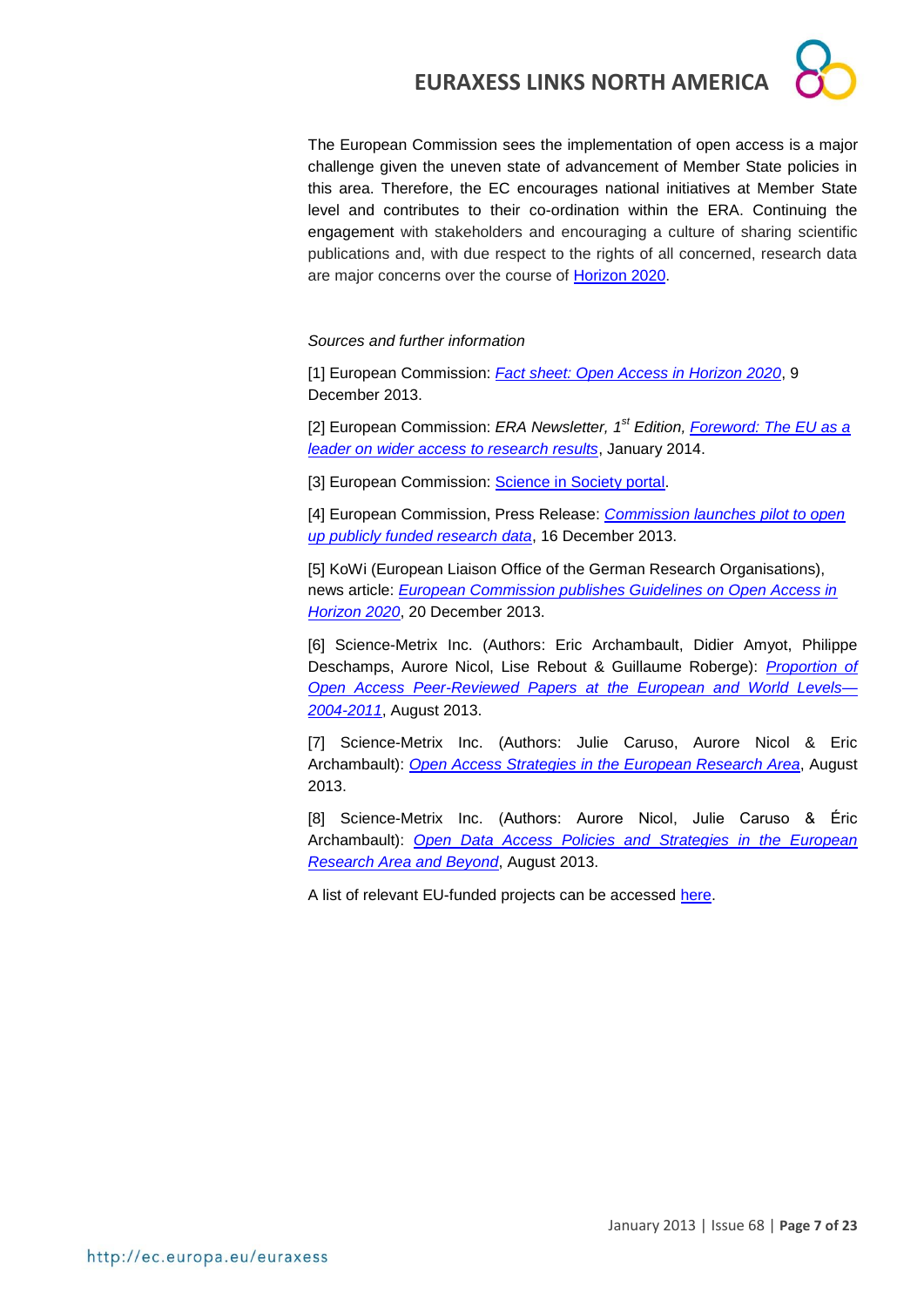The European Commission sees the implementation of open access is a major challenge given the uneven state of advancement of Member State policies in this area. Therefore, the EC encourages national initiatives at Member State level and contributes to their co-ordination within the ERA. Continuing the engagement with stakeholders and encouraging a culture of sharing scientific publications and, with due respect to the rights of all concerned, research data are major concerns over the course of Horizon 2020.

*Sources and further information*

[1] European Commission: *Fact sheet: Open Access in Horizon 2020*, 9 December 2013.

[2] European Commission: *ERA Newsletter, 1st Edition, Foreword: The EU as a leader on wider access to research results*, January 2014.

[3] European Commission: Science in Society portal.

[4] European Commission, Press Release: *Commission launches pilot to open up publicly funded research data*, 16 December 2013.

[5] KoWi (European Liaison Office of the German Research Organisations), news article: *European Commission publishes Guidelines on Open Access in Horizon 2020*, 20 December 2013.

[6] Science-Metrix Inc. (Authors: Eric Archambault, Didier Amyot, Philippe Deschamps, Aurore Nicol, Lise Rebout & Guillaume Roberge): *Proportion of Open Access Peer-Reviewed Papers at the European and World Levels—2004-2011*, August 2013.

[7] Science-Metrix Inc. (Authors: Julie Caruso, Aurore Nicol & Eric Archambault): *Open Access Strategies in the European Research Area*, August 2013.

[8] Science-Metrix Inc. (Authors: Aurore Nicol, Julie Caruso & Éric Archambault): *Open Data Access Policies and Strategies in the European Research Area and Beyond*, August 2013.

A list of relevant EU-funded projects can be accessed here.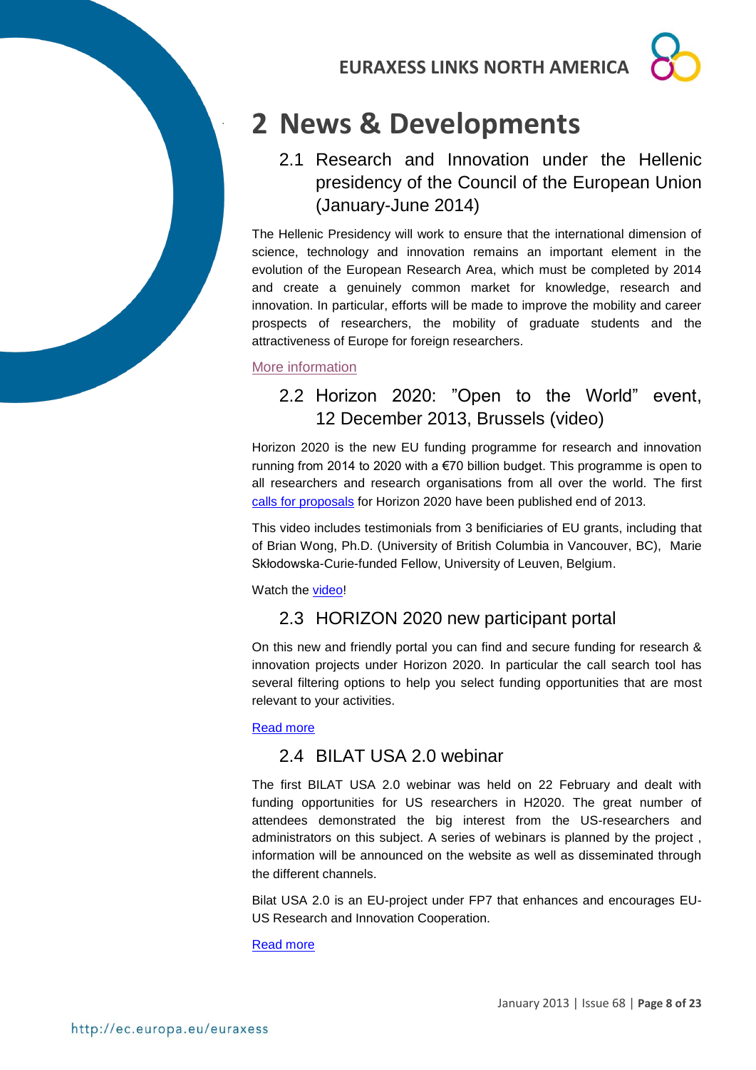# 2 News & Developments

## 2.1 Research and Innovation under the Hellenic presidency of the Council of the European Union (January-June 2014)

The Hellenic Presidency will work to ensure that the international dimension of science, technology and innovation remains an important element in the evolution of the European Research Area, which must be completed by 2014 and create a genuinely common market for knowledge, research and innovation. In particular, efforts will be made to improve the mobility and career prospects of researchers, the mobility of graduate students and the attractiveness of Europe for foreign researchers.

More information

## 2.2 Horizon 2020: "Open to the World" event, 12 December 2013, Brussels (video)

Horizon 2020 is the new EU funding programme for research and innovation running from 2014 to 2020 with a €70 billion budget. This programme is open to all researchers and research organisations from all over the world. The first calls for proposals for Horizon 2020 have been published end of 2013.

This video includes testimonials from 3 benificiaries of EU grants, including that of Brian Wong, Ph.D. (University of British Columbia in Vancouver, BC), Marie Skłodowska-Curie-funded Fellow, University of Leuven, Belgium.

Watch the video!

## 2.3 HORIZON 2020 new participant portal

On this new and friendly portal you can find and secure funding for research & innovation projects under Horizon 2020. In particular the call search tool has several filtering options to help you select funding opportunities that are most relevant to your activities.

Read more

## 2.4 BILAT USA 2.0 webinar

The first BILAT USA 2.0 webinar was held on 22 February and dealt with funding opportunities for US researchers in H2020. The great number of attendees demonstrated the big interest from the US-researchers and administrators on this subject. A series of webinars is planned by the project , information will be announced on the website as well as disseminated through the different channels.

Bilat USA 2.0 is an EU-project under FP7 that enhances and encourages EU-US Research and Innovation Cooperation.

Read more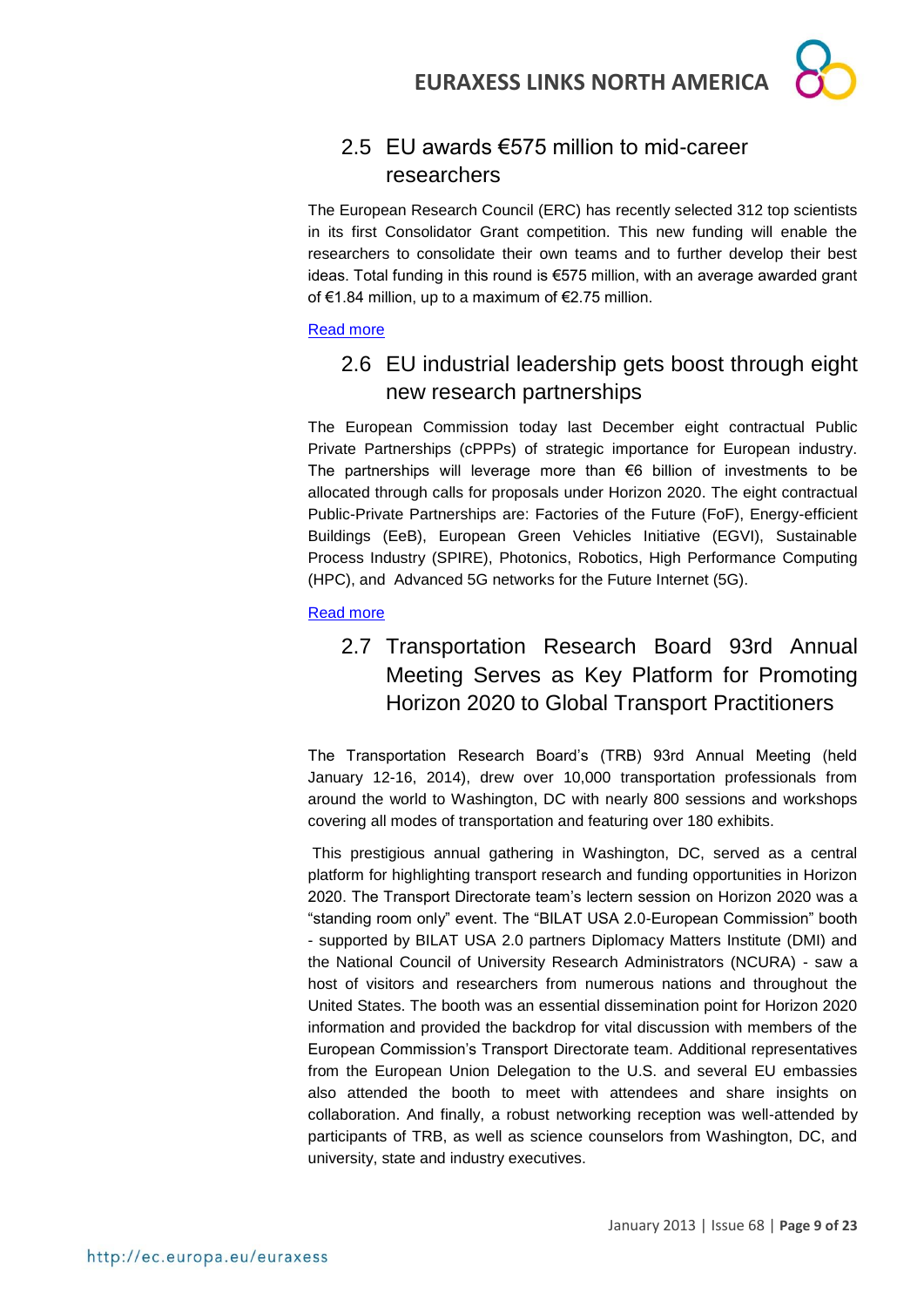## 2.5 EU awards €575 million to mid-career researchers

The European Research Council (ERC) has recently selected 312 top scientists in its first Consolidator Grant competition. This new funding will enable the researchers to consolidate their own teams and to further develop their best ideas. Total funding in this round is €575 million, with an average awarded grant of €1.84 million, up to a maximum of €2.75 million.

Read more

## 2.6 EU industrial leadership gets boost through eight new research partnerships

The European Commission today last December eight contractual Public Private Partnerships (cPPPs) of strategic importance for European industry. The partnerships will leverage more than €6 billion of investments to be allocated through calls for proposals under Horizon 2020. The eight contractual Public-Private Partnerships are: Factories of the Future (FoF), Energy-efficient Buildings (EeB), European Green Vehicles Initiative (EGVI), Sustainable Process Industry (SPIRE), Photonics, Robotics, High Performance Computing (HPC), and Advanced 5G networks for the Future Internet (5G).

Read more

## 2.7 Transportation Research Board 93rd Annual Meeting Serves as Key Platform for Promoting Horizon 2020 to Global Transport Practitioners

The Transportation Research Board's (TRB) 93rd Annual Meeting (held January 12-16, 2014), drew over 10,000 transportation professionals from around the world to Washington, DC with nearly 800 sessions and workshops covering all modes of transportation and featuring over 180 exhibits.

This prestigious annual gathering in Washington, DC, served as a central platform for highlighting transport research and funding opportunities in Horizon 2020. The Transport Directorate team's lectern session on Horizon 2020 was a "standing room only" event. The "BILAT USA 2.0-European Commission" booth - supported by BILAT USA 2.0 partners Diplomacy Matters Institute (DMI) and the National Council of University Research Administrators (NCURA) - saw a host of visitors and researchers from numerous nations and throughout the United States. The booth was an essential dissemination point for Horizon 2020 information and provided the backdrop for vital discussion with members of the European Commission's Transport Directorate team. Additional representatives from the European Union Delegation to the U.S. and several EU embassies also attended the booth to meet with attendees and share insights on collaboration. And finally, a robust networking reception was well-attended by participants of TRB, as well as science counselors from Washington, DC, and university, state and industry executives.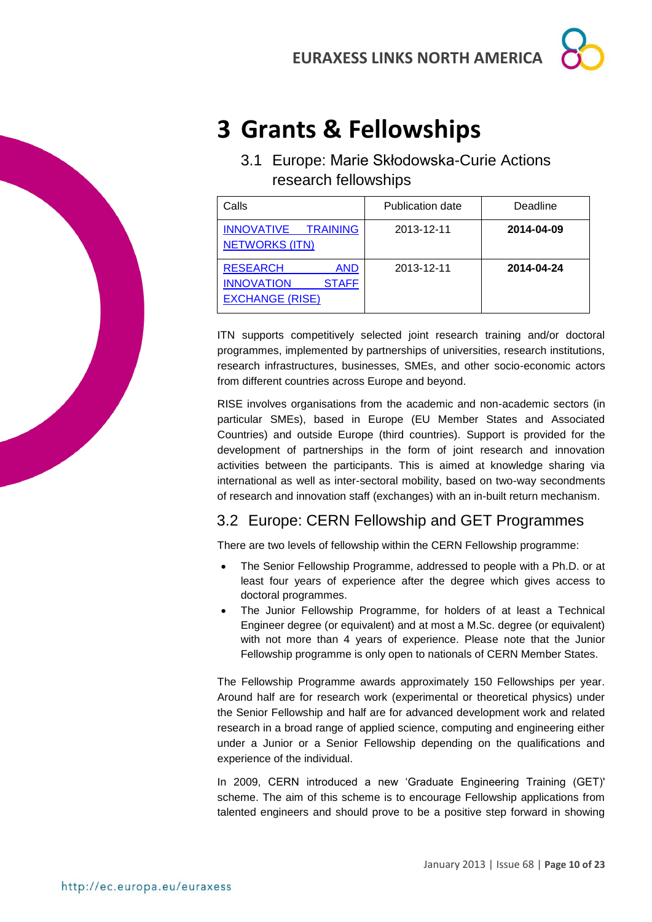# 3 Grants & Fellowships

## 3.1 Europe: Marie Skłodowska-Curie Actions research fellowships

| Calls | Publication date | Deadline |
|---|---|---|
| INNOVATIVE TRAINING NETWORKS (ITN) | 2013-12-11 | **2014-04-09** |
| RESEARCH AND INNOVATION STAFF EXCHANGE (RISE) | 2013-12-11 | **2014-04-24** |

ITN supports competitively selected joint research training and/or doctoral programmes, implemented by partnerships of universities, research institutions, research infrastructures, businesses, SMEs, and other socio-economic actors from different countries across Europe and beyond.

RISE involves organisations from the academic and non-academic sectors (in particular SMEs), based in Europe (EU Member States and Associated Countries) and outside Europe (third countries). Support is provided for the development of partnerships in the form of joint research and innovation activities between the participants. This is aimed at knowledge sharing via international as well as inter-sectoral mobility, based on two-way secondments of research and innovation staff (exchanges) with an in-built return mechanism.

## 3.2 Europe: CERN Fellowship and GET Programmes

There are two levels of fellowship within the CERN Fellowship programme:

- The Senior Fellowship Programme, addressed to people with a Ph.D. or at least four years of experience after the degree which gives access to doctoral programmes.
- The Junior Fellowship Programme, for holders of at least a Technical Engineer degree (or equivalent) and at most a M.Sc. degree (or equivalent) with not more than 4 years of experience. Please note that the Junior Fellowship programme is only open to nationals of CERN Member States.

The Fellowship Programme awards approximately 150 Fellowships per year. Around half are for research work (experimental or theoretical physics) under the Senior Fellowship and half are for advanced development work and related research in a broad range of applied science, computing and engineering either under a Junior or a Senior Fellowship depending on the qualifications and experience of the individual.

In 2009, CERN introduced a new 'Graduate Engineering Training (GET)' scheme. The aim of this scheme is to encourage Fellowship applications from talented engineers and should prove to be a positive step forward in showing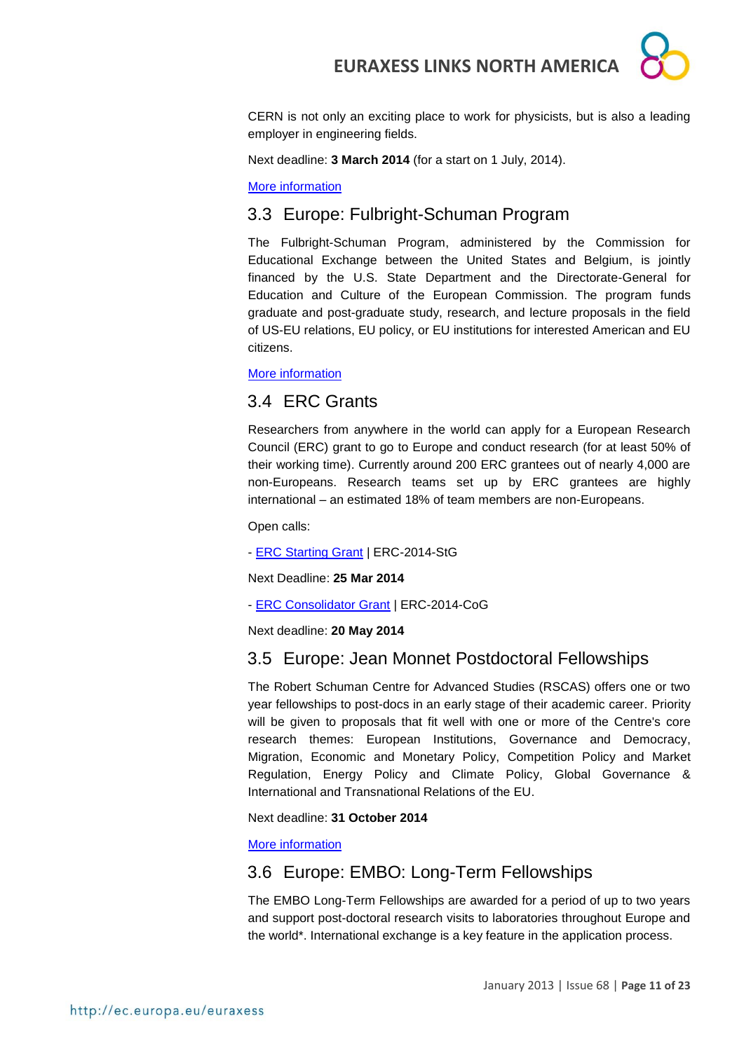CERN is not only an exciting place to work for physicists, but is also a leading employer in engineering fields.

Next deadline: **3 March 2014** (for a start on 1 July, 2014).

More information

## 3.3 Europe: Fulbright-Schuman Program

The Fulbright-Schuman Program, administered by the Commission for Educational Exchange between the United States and Belgium, is jointly financed by the U.S. State Department and the Directorate-General for Education and Culture of the European Commission. The program funds graduate and post-graduate study, research, and lecture proposals in the field of US-EU relations, EU policy, or EU institutions for interested American and EU citizens.

More information

## 3.4 ERC Grants

Researchers from anywhere in the world can apply for a European Research Council (ERC) grant to go to Europe and conduct research (for at least 50% of their working time). Currently around 200 ERC grantees out of nearly 4,000 are non-Europeans. Research teams set up by ERC grantees are highly international – an estimated 18% of team members are non-Europeans.

Open calls:

- ERC Starting Grant | ERC-2014-StG

Next Deadline: **25 Mar 2014**

- ERC Consolidator Grant | ERC-2014-CoG

Next deadline: **20 May 2014**

## 3.5 Europe: Jean Monnet Postdoctoral Fellowships

The Robert Schuman Centre for Advanced Studies (RSCAS) offers one or two year fellowships to post-docs in an early stage of their academic career. Priority will be given to proposals that fit well with one or more of the Centre's core research themes: European Institutions, Governance and Democracy, Migration, Economic and Monetary Policy, Competition Policy and Market Regulation, Energy Policy and Climate Policy, Global Governance & International and Transnational Relations of the EU.

Next deadline: **31 October 2014**

More information

## 3.6 Europe: EMBO: Long-Term Fellowships

The EMBO Long-Term Fellowships are awarded for a period of up to two years and support post-doctoral research visits to laboratories throughout Europe and the world*. International exchange is a key feature in the application process.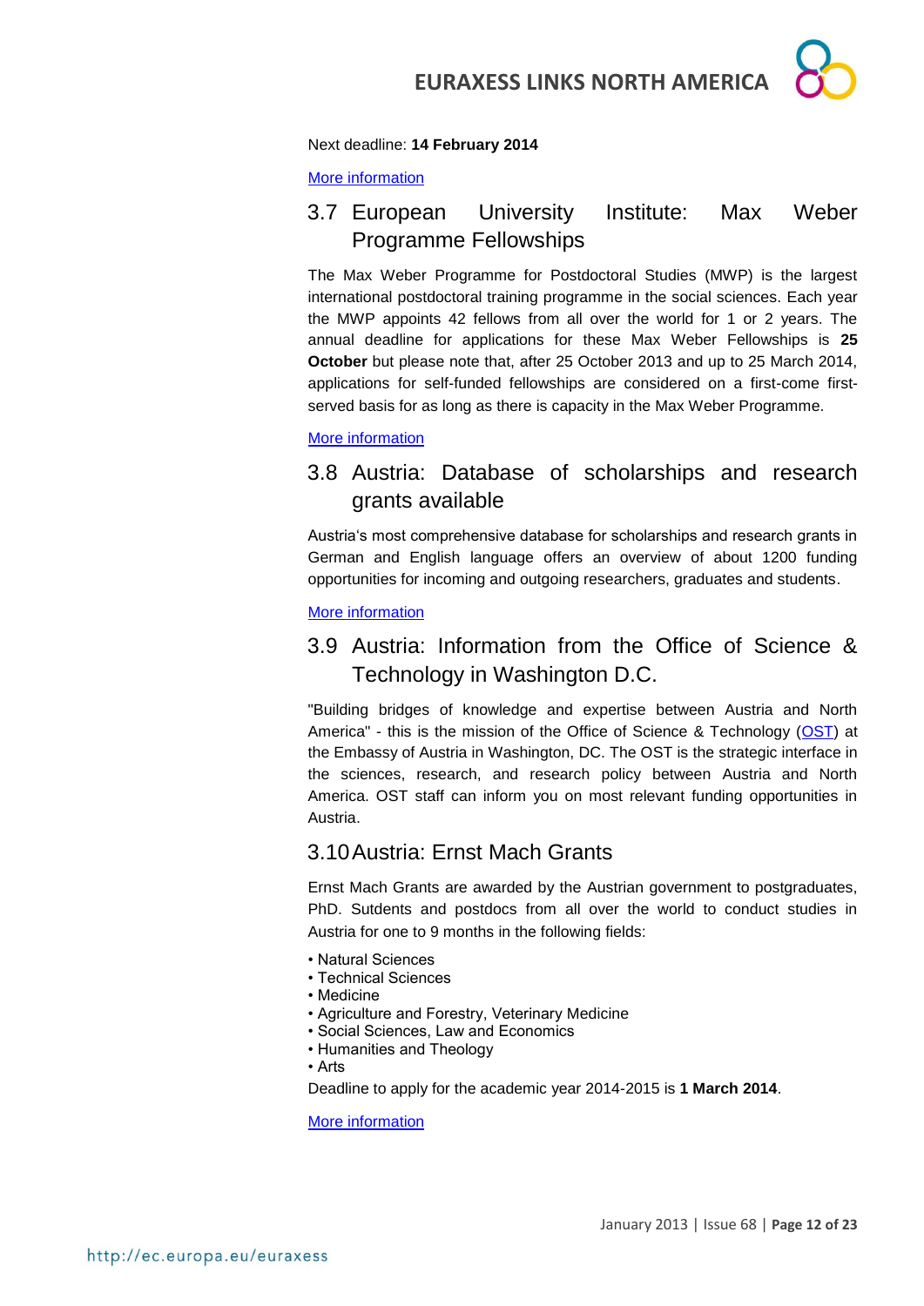Next deadline: **14 February 2014**

More information

## 3.7 European University Institute: Max Weber Programme Fellowships

The Max Weber Programme for Postdoctoral Studies (MWP) is the largest international postdoctoral training programme in the social sciences. Each year the MWP appoints 42 fellows from all over the world for 1 or 2 years. The annual deadline for applications for these Max Weber Fellowships is **25 October** but please note that, after 25 October 2013 and up to 25 March 2014, applications for self-funded fellowships are considered on a first-come first-served basis for as long as there is capacity in the Max Weber Programme.

More information

## 3.8 Austria: Database of scholarships and research grants available

Austria's most comprehensive database for scholarships and research grants in German and English language offers an overview of about 1200 funding opportunities for incoming and outgoing researchers, graduates and students.

More information

## 3.9 Austria: Information from the Office of Science & Technology in Washington D.C.

"Building bridges of knowledge and expertise between Austria and North America" - this is the mission of the Office of Science & Technology (OST) at the Embassy of Austria in Washington, DC. The OST is the strategic interface in the sciences, research, and research policy between Austria and North America. OST staff can inform you on most relevant funding opportunities in Austria.

## 3.10 Austria: Ernst Mach Grants

Ernst Mach Grants are awarded by the Austrian government to postgraduates, PhD. Sutdents and postdocs from all over the world to conduct studies in Austria for one to 9 months in the following fields:

- Natural Sciences
- Technical Sciences
- Medicine
- Agriculture and Forestry, Veterinary Medicine
- Social Sciences, Law and Economics
- Humanities and Theology
- Arts

Deadline to apply for the academic year 2014-2015 is **1 March 2014**.

More information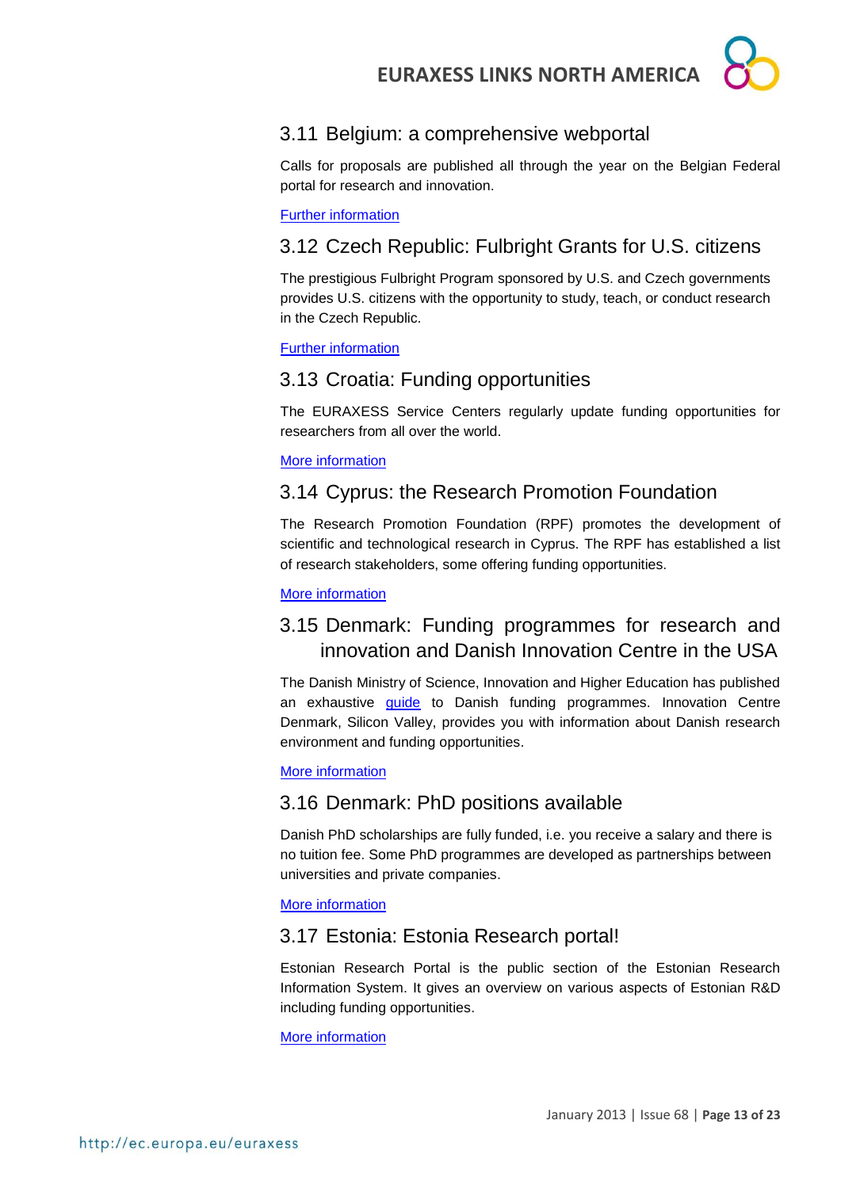## 3.11 Belgium: a comprehensive webportal

Calls for proposals are published all through the year on the Belgian Federal portal for research and innovation.

Further information

## 3.12 Czech Republic: Fulbright Grants for U.S. citizens

The prestigious Fulbright Program sponsored by U.S. and Czech governments provides U.S. citizens with the opportunity to study, teach, or conduct research in the Czech Republic.

Further information

## 3.13 Croatia: Funding opportunities

The EURAXESS Service Centers regularly update funding opportunities for researchers from all over the world.

More information

## 3.14 Cyprus: the Research Promotion Foundation

The Research Promotion Foundation (RPF) promotes the development of scientific and technological research in Cyprus. The RPF has established a list of research stakeholders, some offering funding opportunities.

More information

## 3.15 Denmark: Funding programmes for research and innovation and Danish Innovation Centre in the USA

The Danish Ministry of Science, Innovation and Higher Education has published an exhaustive guide to Danish funding programmes. Innovation Centre Denmark, Silicon Valley, provides you with information about Danish research environment and funding opportunities.

More information

## 3.16 Denmark: PhD positions available

Danish PhD scholarships are fully funded, i.e. you receive a salary and there is no tuition fee. Some PhD programmes are developed as partnerships between universities and private companies.

More information

## 3.17 Estonia: Estonia Research portal!

Estonian Research Portal is the public section of the Estonian Research Information System. It gives an overview on various aspects of Estonian R&D including funding opportunities.

More information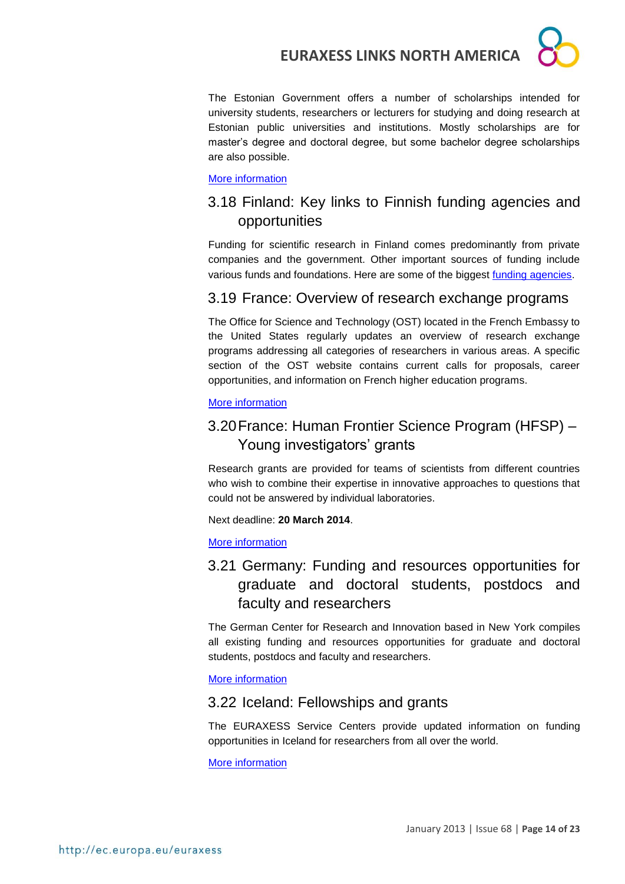The Estonian Government offers a number of scholarships intended for university students, researchers or lecturers for studying and doing research at Estonian public universities and institutions. Mostly scholarships are for master's degree and doctoral degree, but some bachelor degree scholarships are also possible.

More information

## 3.18 Finland: Key links to Finnish funding agencies and opportunities

Funding for scientific research in Finland comes predominantly from private companies and the government. Other important sources of funding include various funds and foundations. Here are some of the biggest funding agencies.

## 3.19 France: Overview of research exchange programs

The Office for Science and Technology (OST) located in the French Embassy to the United States regularly updates an overview of research exchange programs addressing all categories of researchers in various areas. A specific section of the OST website contains current calls for proposals, career opportunities, and information on French higher education programs.

More information

## 3.20 France: Human Frontier Science Program (HFSP) – Young investigators' grants

Research grants are provided for teams of scientists from different countries who wish to combine their expertise in innovative approaches to questions that could not be answered by individual laboratories.

Next deadline: **20 March 2014**.

More information

## 3.21 Germany: Funding and resources opportunities for graduate and doctoral students, postdocs and faculty and researchers

The German Center for Research and Innovation based in New York compiles all existing funding and resources opportunities for graduate and doctoral students, postdocs and faculty and researchers.

More information

## 3.22 Iceland: Fellowships and grants

The EURAXESS Service Centers provide updated information on funding opportunities in Iceland for researchers from all over the world.

More information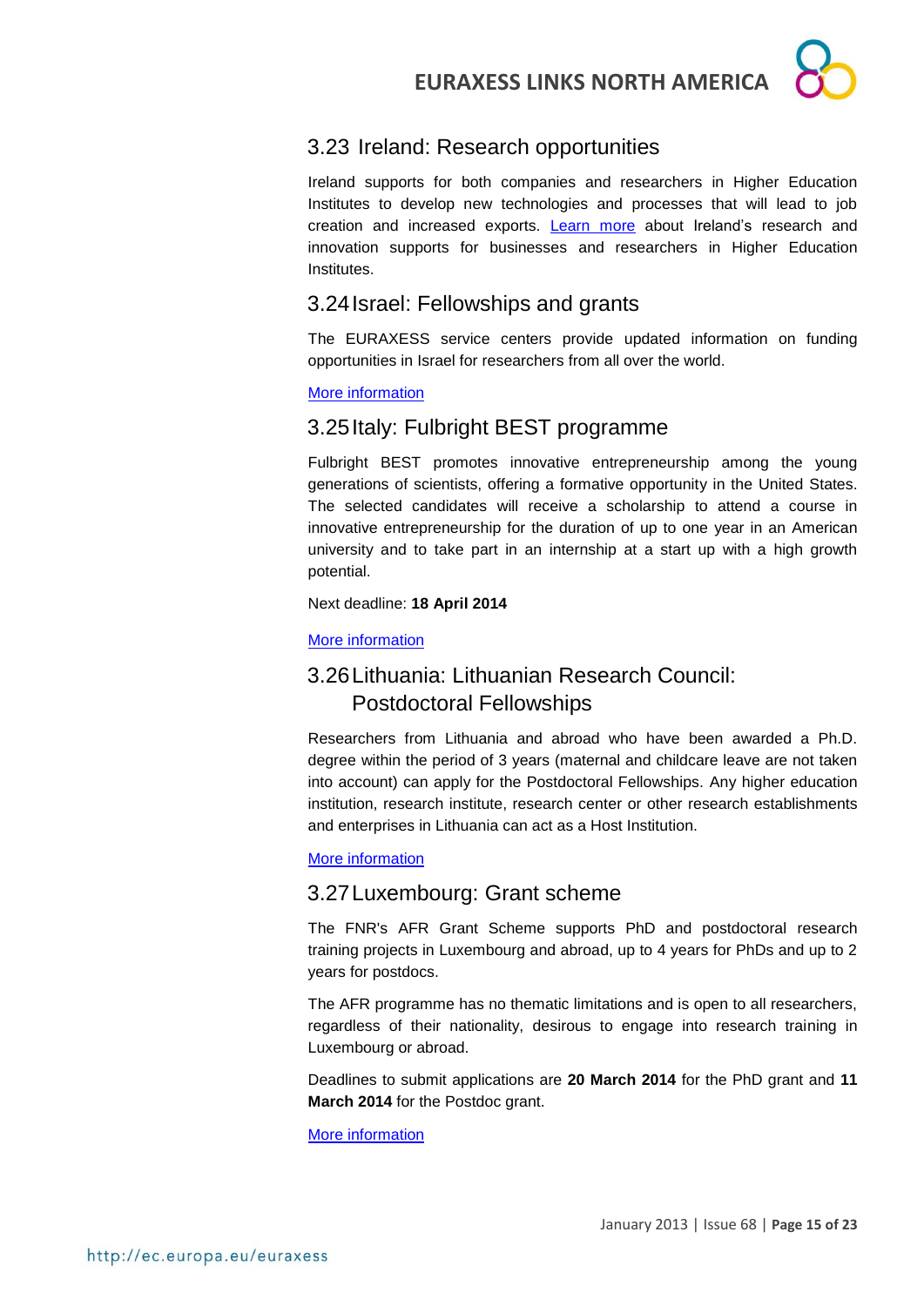## 3.23 Ireland: Research opportunities

Ireland supports for both companies and researchers in Higher Education Institutes to develop new technologies and processes that will lead to job creation and increased exports. Learn more about Ireland's research and innovation supports for businesses and researchers in Higher Education Institutes.

## 3.24 Israel: Fellowships and grants

The EURAXESS service centers provide updated information on funding opportunities in Israel for researchers from all over the world.

More information

## 3.25 Italy: Fulbright BEST programme

Fulbright BEST promotes innovative entrepreneurship among the young generations of scientists, offering a formative opportunity in the United States. The selected candidates will receive a scholarship to attend a course in innovative entrepreneurship for the duration of up to one year in an American university and to take part in an internship at a start up with a high growth potential.

Next deadline: **18 April 2014**

More information

## 3.26 Lithuania: Lithuanian Research Council: Postdoctoral Fellowships

Researchers from Lithuania and abroad who have been awarded a Ph.D. degree within the period of 3 years (maternal and childcare leave are not taken into account) can apply for the Postdoctoral Fellowships. Any higher education institution, research institute, research center or other research establishments and enterprises in Lithuania can act as a Host Institution.

More information

## 3.27 Luxembourg: Grant scheme

The FNR's AFR Grant Scheme supports PhD and postdoctoral research training projects in Luxembourg and abroad, up to 4 years for PhDs and up to 2 years for postdocs.

The AFR programme has no thematic limitations and is open to all researchers, regardless of their nationality, desirous to engage into research training in Luxembourg or abroad.

Deadlines to submit applications are **20 March 2014** for the PhD grant and **11 March 2014** for the Postdoc grant.

More information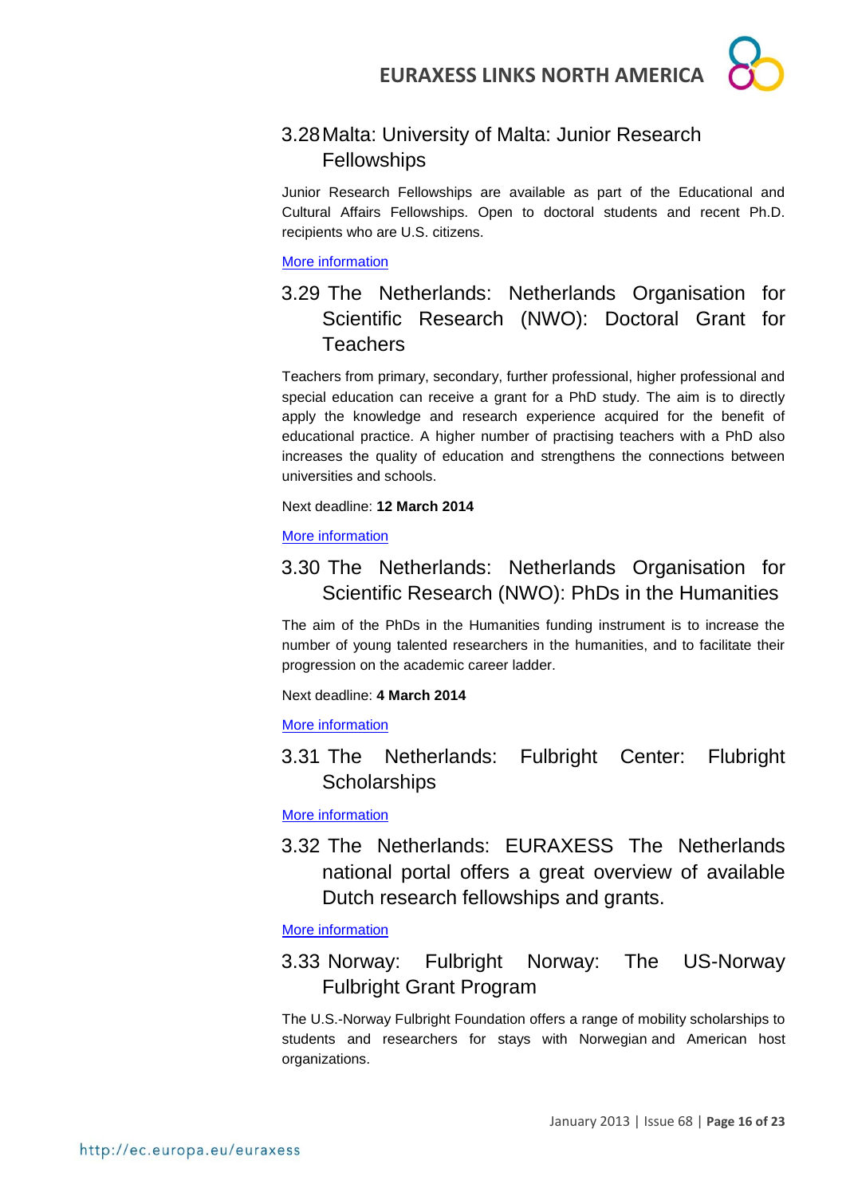### 3.28 Malta: University of Malta: Junior Research Fellowships

Junior Research Fellowships are available as part of the Educational and Cultural Affairs Fellowships. Open to doctoral students and recent Ph.D. recipients who are U.S. citizens.

More information

### 3.29 The Netherlands: Netherlands Organisation for Scientific Research (NWO): Doctoral Grant for Teachers

Teachers from primary, secondary, further professional, higher professional and special education can receive a grant for a PhD study. The aim is to directly apply the knowledge and research experience acquired for the benefit of educational practice. A higher number of practising teachers with a PhD also increases the quality of education and strengthens the connections between universities and schools.

Next deadline: **12 March 2014**

More information

### 3.30 The Netherlands: Netherlands Organisation for Scientific Research (NWO): PhDs in the Humanities

The aim of the PhDs in the Humanities funding instrument is to increase the number of young talented researchers in the humanities, and to facilitate their progression on the academic career ladder.

Next deadline: **4 March 2014**

More information

### 3.31 The Netherlands: Fulbright Center: Flubright Scholarships

More information

### 3.32 The Netherlands: EURAXESS The Netherlands national portal offers a great overview of available Dutch research fellowships and grants.

More information

### 3.33 Norway: Fulbright Norway: The US-Norway Fulbright Grant Program

The U.S.-Norway Fulbright Foundation offers a range of mobility scholarships to students and researchers for stays with Norwegian and American host organizations.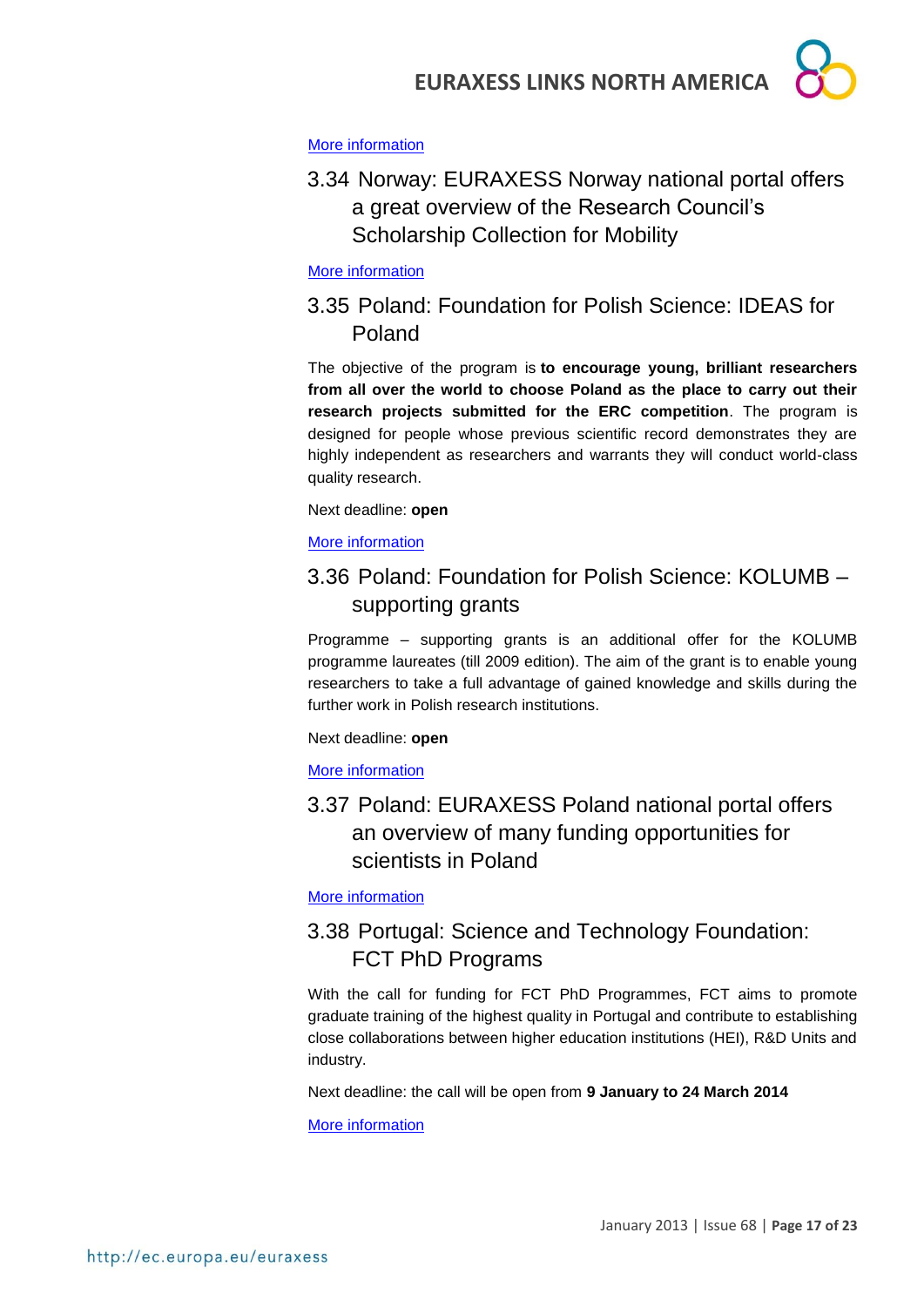More information

## 3.34 Norway: EURAXESS Norway national portal offers a great overview of the Research Council's Scholarship Collection for Mobility

More information

## 3.35 Poland: Foundation for Polish Science: IDEAS for Poland

The objective of the program is **to encourage young, brilliant researchers from all over the world to choose Poland as the place to carry out their research projects submitted for the ERC competition**. The program is designed for people whose previous scientific record demonstrates they are highly independent as researchers and warrants they will conduct world-class quality research.

Next deadline: **open**

More information

## 3.36 Poland: Foundation for Polish Science: KOLUMB – supporting grants

Programme – supporting grants is an additional offer for the KOLUMB programme laureates (till 2009 edition). The aim of the grant is to enable young researchers to take a full advantage of gained knowledge and skills during the further work in Polish research institutions.

Next deadline: **open**

More information

## 3.37 Poland: EURAXESS Poland national portal offers an overview of many funding opportunities for scientists in Poland

More information

## 3.38 Portugal: Science and Technology Foundation: FCT PhD Programs

With the call for funding for FCT PhD Programmes, FCT aims to promote graduate training of the highest quality in Portugal and contribute to establishing close collaborations between higher education institutions (HEI), R&D Units and industry.

Next deadline: the call will be open from **9 January to 24 March 2014**

More information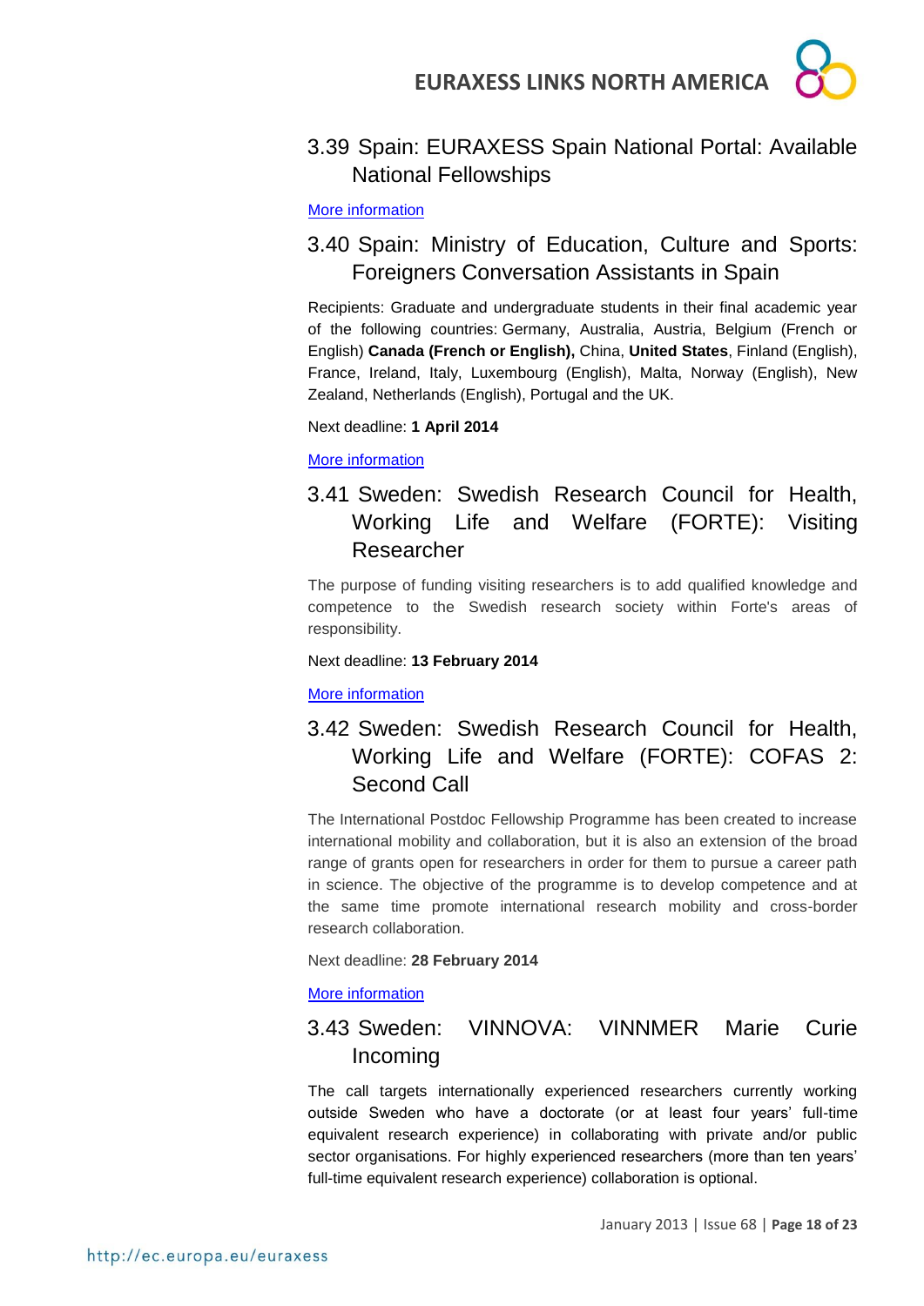## 3.39 Spain: EURAXESS Spain National Portal: Available National Fellowships

More information

## 3.40 Spain: Ministry of Education, Culture and Sports: Foreigners Conversation Assistants in Spain

Recipients: Graduate and undergraduate students in their final academic year of the following countries: Germany, Australia, Austria, Belgium (French or English) **Canada (French or English),** China, **United States**, Finland (English), France, Ireland, Italy, Luxembourg (English), Malta, Norway (English), New Zealand, Netherlands (English), Portugal and the UK.

Next deadline: **1 April 2014**

More information

## 3.41 Sweden: Swedish Research Council for Health, Working Life and Welfare (FORTE): Visiting Researcher

The purpose of funding visiting researchers is to add qualified knowledge and competence to the Swedish research society within Forte's areas of responsibility.

Next deadline: **13 February 2014**

More information

## 3.42 Sweden: Swedish Research Council for Health, Working Life and Welfare (FORTE): COFAS 2: Second Call

The International Postdoc Fellowship Programme has been created to increase international mobility and collaboration, but it is also an extension of the broad range of grants open for researchers in order for them to pursue a career path in science. The objective of the programme is to develop competence and at the same time promote international research mobility and cross-border research collaboration.

Next deadline: **28 February 2014**

More information

## 3.43 Sweden: VINNOVA: VINNMER Marie Curie Incoming

The call targets internationally experienced researchers currently working outside Sweden who have a doctorate (or at least four years' full-time equivalent research experience) in collaborating with private and/or public sector organisations. For highly experienced researchers (more than ten years' full-time equivalent research experience) collaboration is optional.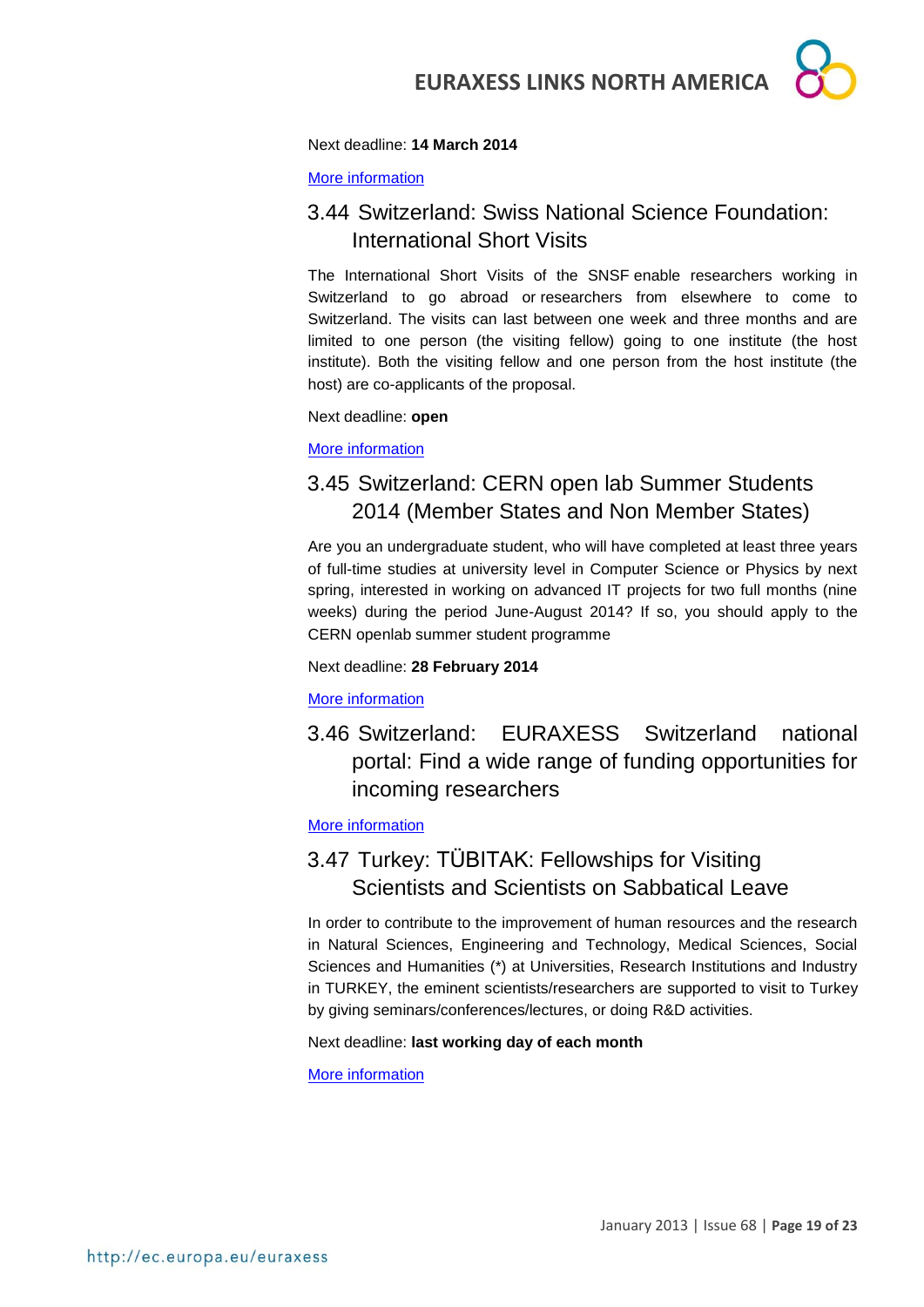Next deadline: **14 March 2014**

More information

## 3.44 Switzerland: Swiss National Science Foundation: International Short Visits

The International Short Visits of the SNSF enable researchers working in Switzerland to go abroad or researchers from elsewhere to come to Switzerland. The visits can last between one week and three months and are limited to one person (the visiting fellow) going to one institute (the host institute). Both the visiting fellow and one person from the host institute (the host) are co-applicants of the proposal.

Next deadline: **open**

More information

## 3.45 Switzerland: CERN open lab Summer Students 2014 (Member States and Non Member States)

Are you an undergraduate student, who will have completed at least three years of full-time studies at university level in Computer Science or Physics by next spring, interested in working on advanced IT projects for two full months (nine weeks) during the period June-August 2014? If so, you should apply to the CERN openlab summer student programme

Next deadline: **28 February 2014**

More information

## 3.46 Switzerland: EURAXESS Switzerland national portal: Find a wide range of funding opportunities for incoming researchers

More information

## 3.47 Turkey: TÜBITAK: Fellowships for Visiting Scientists and Scientists on Sabbatical Leave

In order to contribute to the improvement of human resources and the research in Natural Sciences, Engineering and Technology, Medical Sciences, Social Sciences and Humanities (*) at Universities, Research Institutions and Industry in TURKEY, the eminent scientists/researchers are supported to visit to Turkey by giving seminars/conferences/lectures, or doing R&D activities.

Next deadline: **last working day of each month**

More information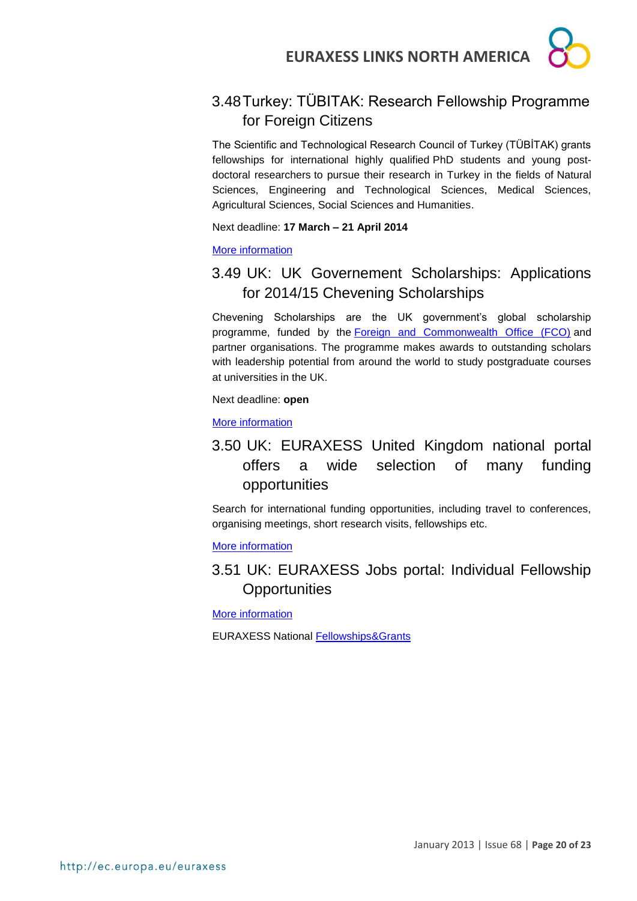## 3.48 Turkey: TÜBITAK: Research Fellowship Programme for Foreign Citizens

The Scientific and Technological Research Council of Turkey (TÜBİTAK) grants fellowships for international highly qualified PhD students and young post-doctoral researchers to pursue their research in Turkey in the fields of Natural Sciences, Engineering and Technological Sciences, Medical Sciences, Agricultural Sciences, Social Sciences and Humanities.

Next deadline: **17 March – 21 April 2014**

More information

## 3.49 UK: UK Governement Scholarships: Applications for 2014/15 Chevening Scholarships

Chevening Scholarships are the UK government's global scholarship programme, funded by the Foreign and Commonwealth Office (FCO) and partner organisations. The programme makes awards to outstanding scholars with leadership potential from around the world to study postgraduate courses at universities in the UK.

Next deadline: **open**

More information

## 3.50 UK: EURAXESS United Kingdom national portal offers a wide selection of many funding opportunities

Search for international funding opportunities, including travel to conferences, organising meetings, short research visits, fellowships etc.

More information

## 3.51 UK: EURAXESS Jobs portal: Individual Fellowship Opportunities

More information

EURAXESS National Fellowships&Grants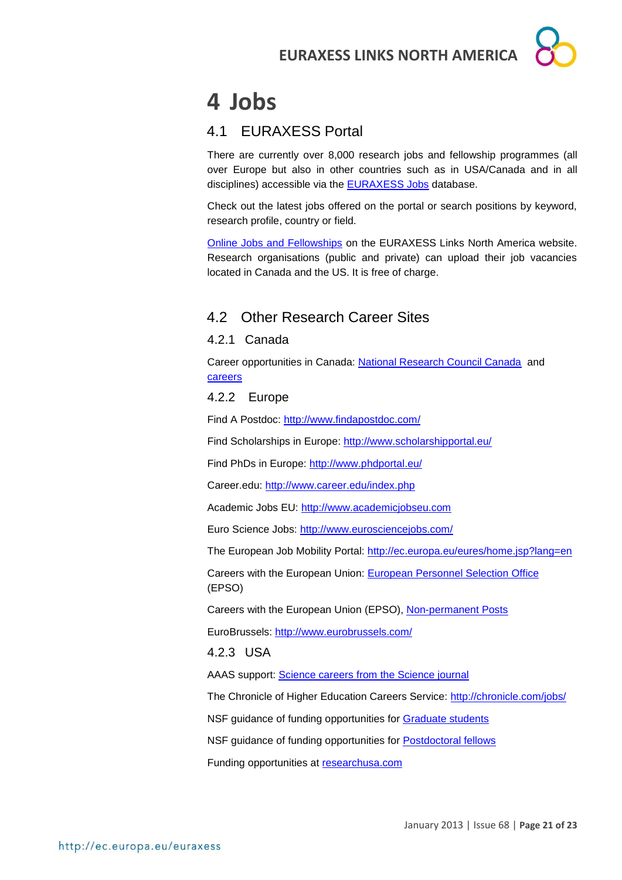# 4 Jobs

## 4.1 EURAXESS Portal

There are currently over 8,000 research jobs and fellowship programmes (all over Europe but also in other countries such as in USA/Canada and in all disciplines) accessible via the EURAXESS Jobs database.

Check out the latest jobs offered on the portal or search positions by keyword, research profile, country or field.

Online Jobs and Fellowships on the EURAXESS Links North America website. Research organisations (public and private) can upload their job vacancies located in Canada and the US. It is free of charge.

## 4.2 Other Research Career Sites

### 4.2.1 Canada

Career opportunities in Canada: National Research Council Canada and careers

### 4.2.2 Europe

Find A Postdoc: http://www.findapostdoc.com/

Find Scholarships in Europe: http://www.scholarshipportal.eu/

Find PhDs in Europe: http://www.phdportal.eu/

Career.edu: http://www.career.edu/index.php

Academic Jobs EU: http://www.academicjobseu.com

Euro Science Jobs: http://www.eurosciencejobs.com/

The European Job Mobility Portal: http://ec.europa.eu/eures/home.jsp?lang=en

Careers with the European Union: European Personnel Selection Office (EPSO)

Careers with the European Union (EPSO), Non-permanent Posts

EuroBrussels: http://www.eurobrussels.com/

### 4.2.3 USA

AAAS support: Science careers from the Science journal

The Chronicle of Higher Education Careers Service: http://chronicle.com/jobs/

NSF guidance of funding opportunities for Graduate students

NSF guidance of funding opportunities for Postdoctoral fellows

Funding opportunities at researchusa.com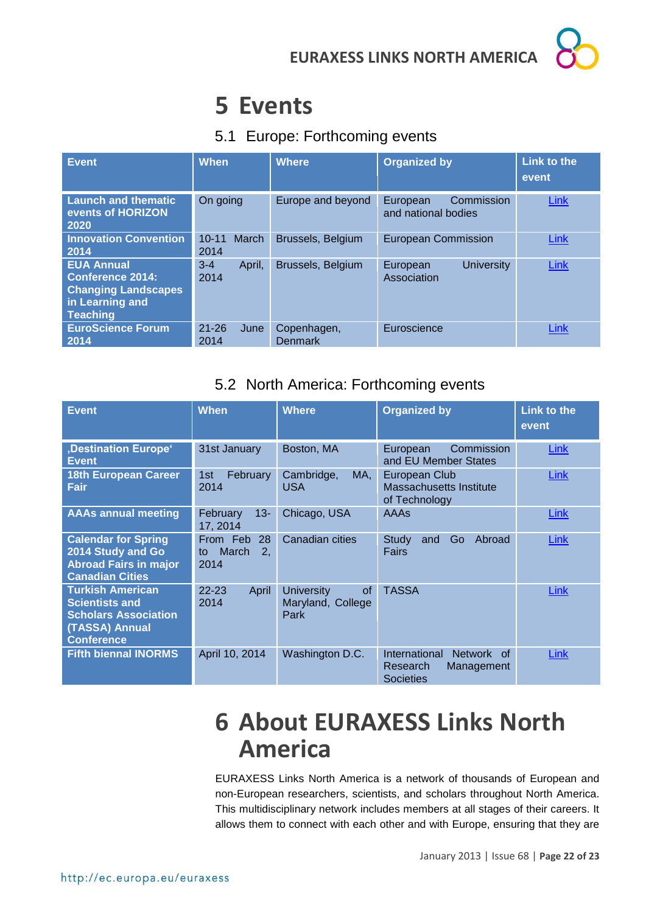# 5 Events

## 5.1 Europe: Forthcoming events

| Event | When | Where | Organized by | Link to the event |
|---|---|---|---|---|
| **Launch and thematic events of HORIZON 2020** | On going | Europe and beyond | European Commission and national bodies | Link |
| **Innovation Convention 2014** | 10-11 March 2014 | Brussels, Belgium | European Commission | Link |
| **EUA Annual Conference 2014: Changing Landscapes in Learning and Teaching** | 3-4 April, 2014 | Brussels, Belgium | European University Association | Link |
| **EuroScience Forum 2014** | 21-26 June 2014 | Copenhagen, Denmark | Euroscience | Link |

## 5.2 North America: Forthcoming events

| Event | When | Where | Organized by | Link to the event |
|---|---|---|---|---|
| **‚Destination Europe' Event** | 31st January | Boston, MA | European Commission and EU Member States | Link |
| **18th European Career Fair** | 1st February 2014 | Cambridge, MA, USA | European Club Massachusetts Institute of Technology | Link |
| **AAAs annual meeting** | February 13-17, 2014 | Chicago, USA | AAAs | Link |
| **Calendar for Spring 2014 Study and Go Abroad Fairs in major Canadian Cities** | From Feb 28 to March 2, 2014 | Canadian cities | Study and Go Abroad Fairs | Link |
| **Turkish American Scientists and Scholars Association (TASSA) Annual Conference** | 22-23 April 2014 | University of Maryland, College Park | TASSA | Link |
| **Fifth biennal INORMS** | April 10, 2014 | Washington D.C. | International Network of Research Management Societies | Link |

# 6 About EURAXESS Links North America

EURAXESS Links North America is a network of thousands of European and non-European researchers, scientists, and scholars throughout North America. This multidisciplinary network includes members at all stages of their careers. It allows them to connect with each other and with Europe, ensuring that they are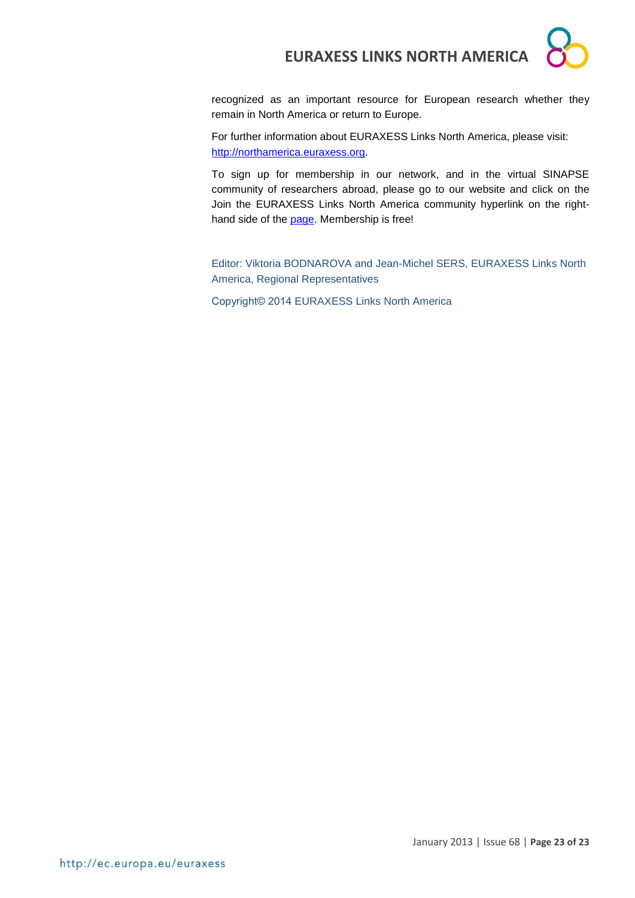recognized as an important resource for European research whether they remain in North America or return to Europe.

For further information about EURAXESS Links North America, please visit: [http://northamerica.euraxess.org](http://northamerica.euraxess.org).

To sign up for membership in our network, and in the virtual SINAPSE community of researchers abroad, please go to our website and click on the Join the EURAXESS Links North America community hyperlink on the right-hand side of the page. Membership is free!

Editor: Viktoria BODNAROVA and Jean-Michel SERS, EURAXESS Links North America, Regional Representatives

Copyright© 2014 EURAXESS Links North America